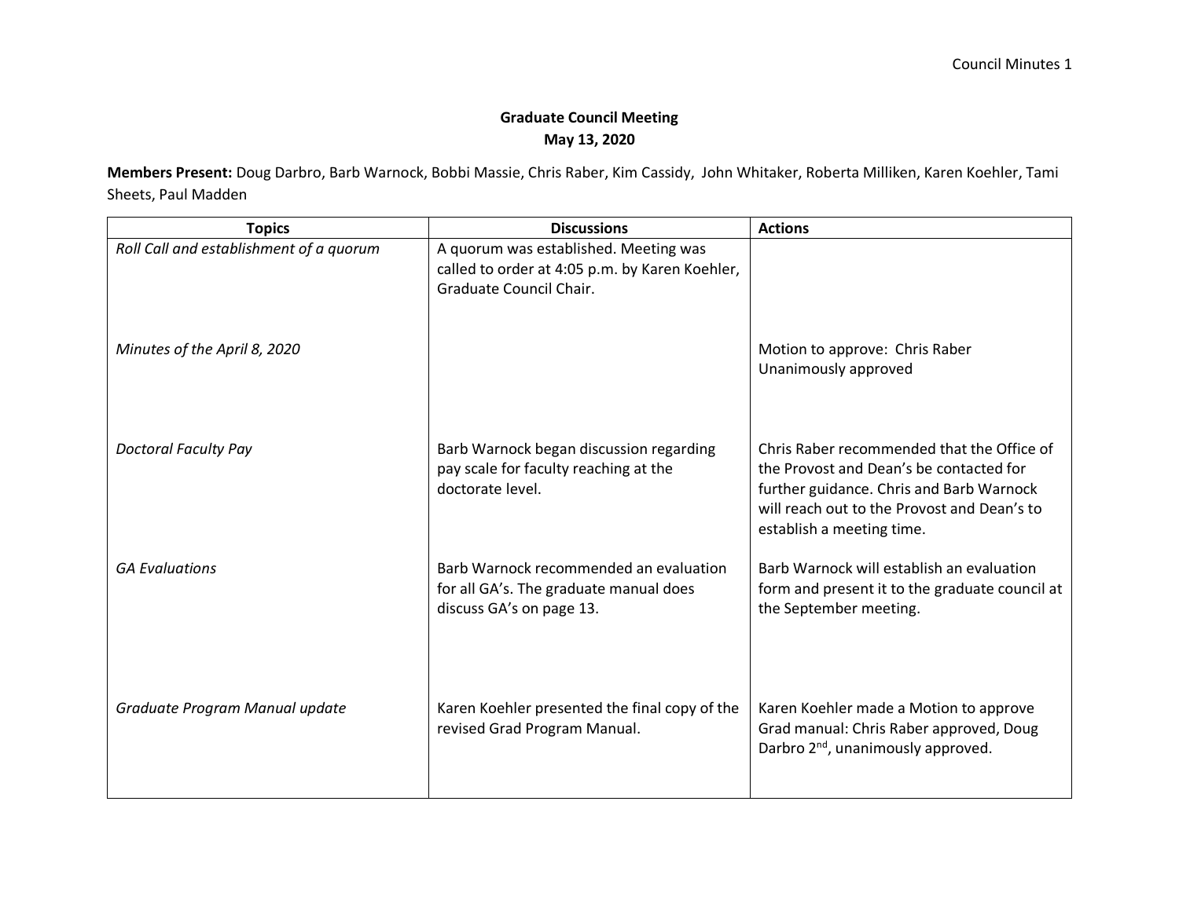# Graduate Council Meeting
## May 13, 2020

**Members Present:** Doug Darbro, Barb Warnock, Bobbi Massie, Chris Raber, Kim Cassidy, John Whitaker, Roberta Milliken, Karen Koehler, Tami Sheets, Paul Madden

| Topics | Discussions | Actions |
|---|---|---|
| *Roll Call and establishment of a quorum* | A quorum was established. Meeting was called to order at 4:05 p.m. by Karen Koehler, Graduate Council Chair. | |
| *Minutes of the April 8, 2020* | | Motion to approve: Chris Raber<br>Unanimously approved |
| *Doctoral Faculty Pay* | Barb Warnock began discussion regarding pay scale for faculty reaching at the doctorate level. | Chris Raber recommended that the Office of the Provost and Dean's be contacted for further guidance. Chris and Barb Warnock will reach out to the Provost and Dean's to establish a meeting time. |
| *GA Evaluations* | Barb Warnock recommended an evaluation for all GA's. The graduate manual does discuss GA's on page 13. | Barb Warnock will establish an evaluation form and present it to the graduate council at the September meeting. |
| *Graduate Program Manual update* | Karen Koehler presented the final copy of the revised Grad Program Manual. | Karen Koehler made a Motion to approve Grad manual: Chris Raber approved, Doug Darbro 2nd, unanimously approved. |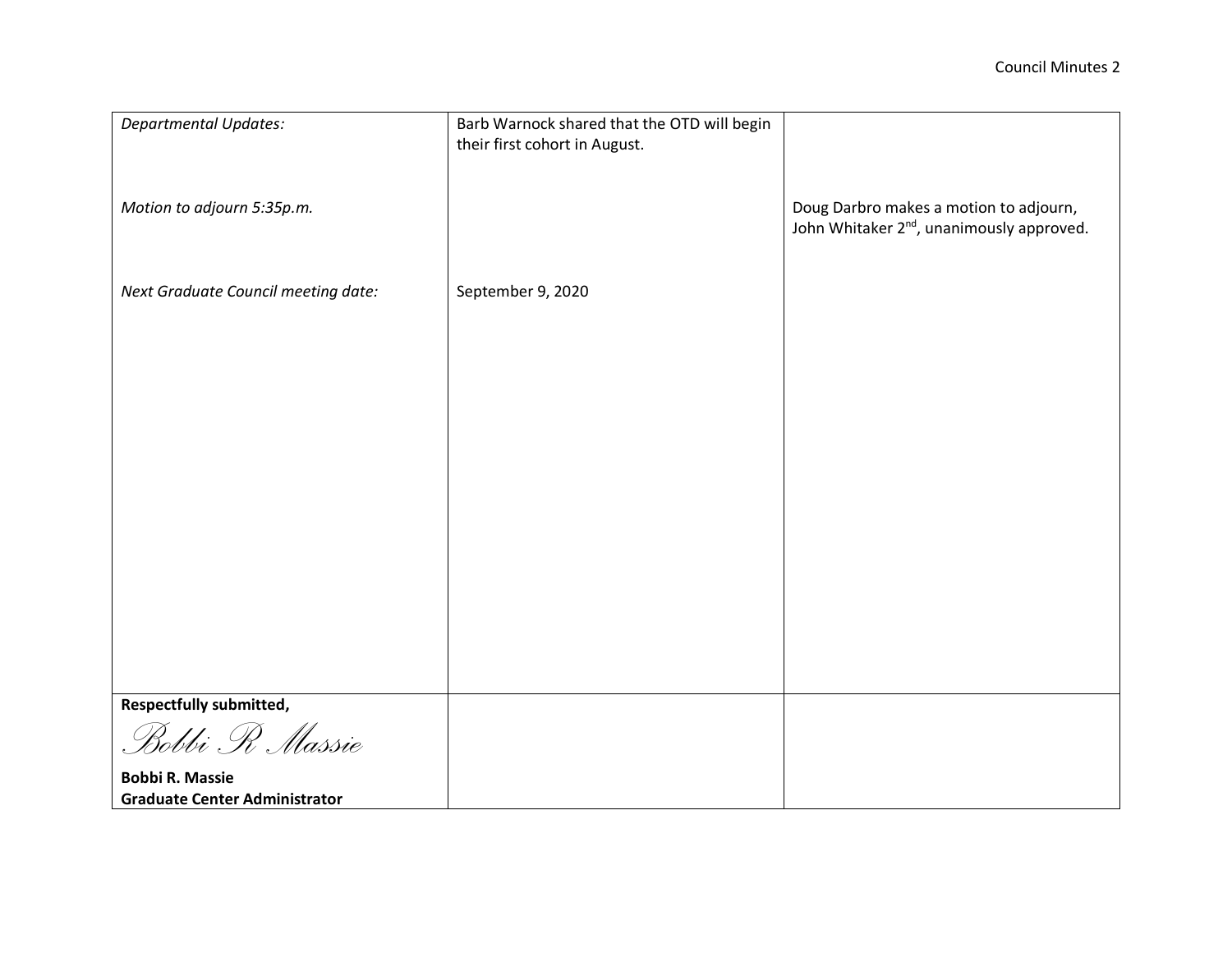| | | |
|---|---|---|
| *Departmental Updates:* | Barb Warnock shared that the OTD will begin their first cohort in August. | |
| *Motion to adjourn 5:35p.m.* | | Doug Darbro makes a motion to adjourn, John Whitaker $2^{nd}$, unanimously approved. |
| *Next Graduate Council meeting date:* | September 9, 2020 | |
| **Respectfully submitted,**<br>*Bobbi R Massie*<br>**Bobbi R. Massie**<br>**Graduate Center Administrator** | | |